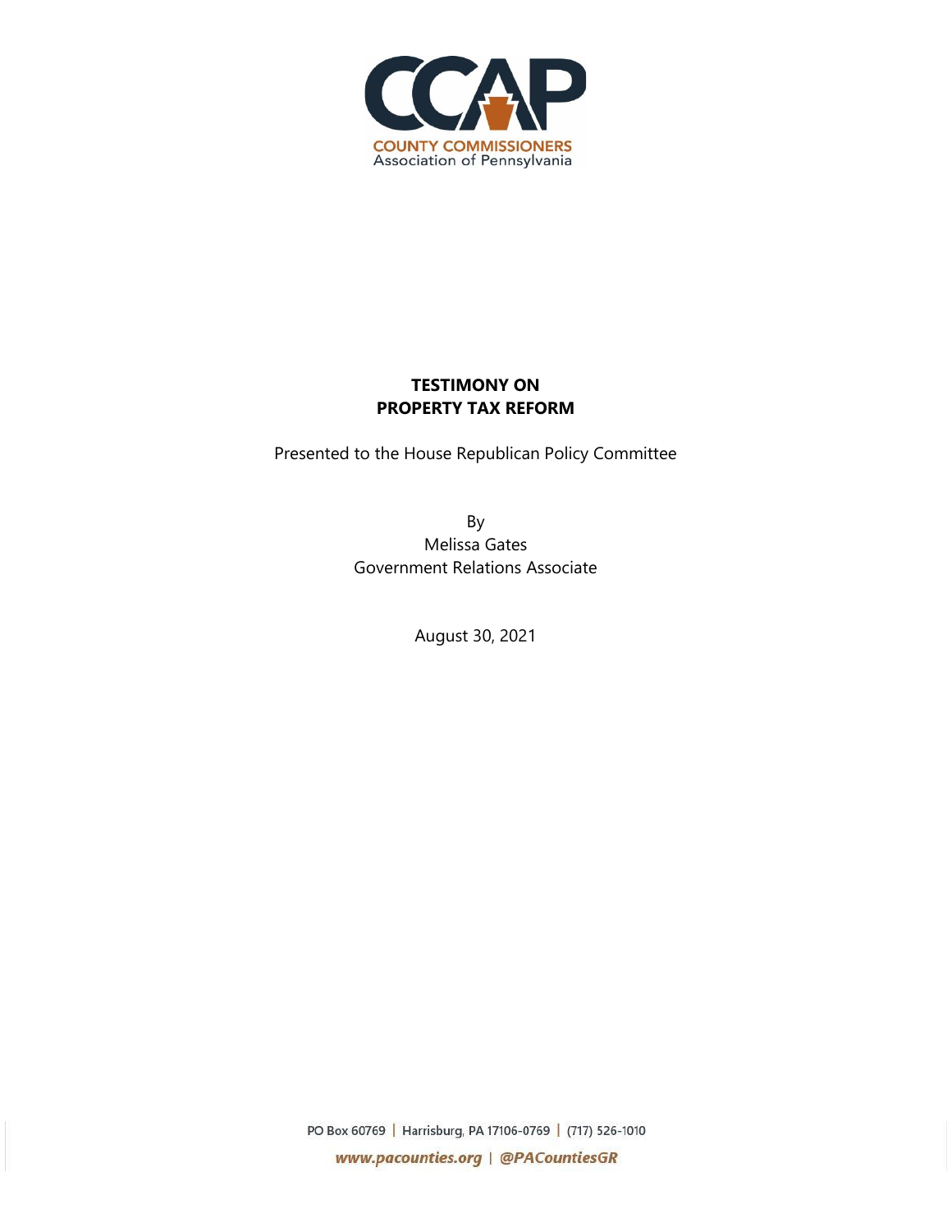CCAP

COUNTY COMMISSIONERS
Association of Pennsylvania

# TESTIMONY ON PROPERTY TAX REFORM

Presented to the House Republican Policy Committee

By
Melissa Gates
Government Relations Associate

August 30, 2021

PO Box 60769 | Harrisburg, PA 17106-0769 | (717) 526-1010

*www.pacounties.org* | *@PACountiesGR*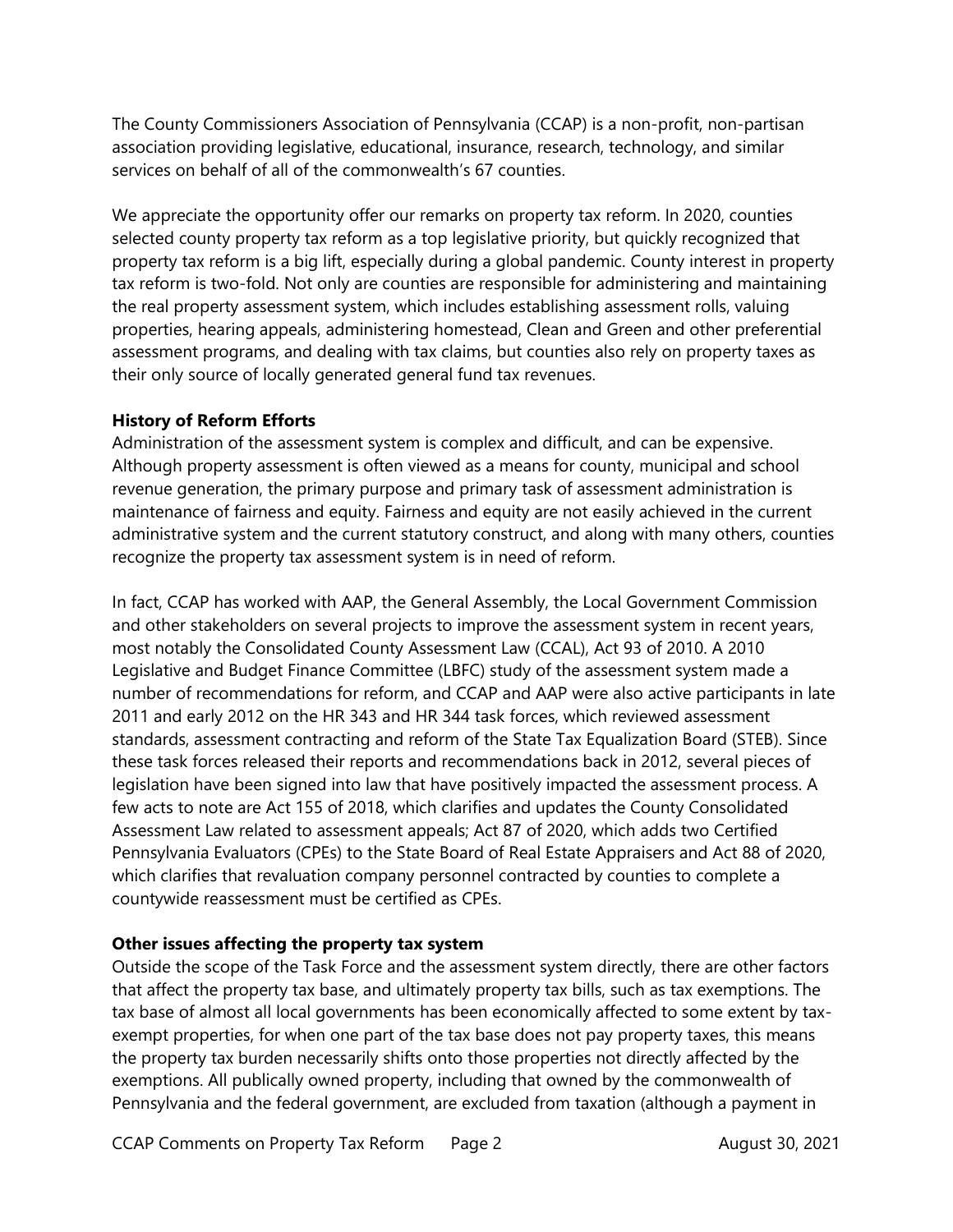The County Commissioners Association of Pennsylvania (CCAP) is a non-profit, non-partisan association providing legislative, educational, insurance, research, technology, and similar services on behalf of all of the commonwealth's 67 counties.

We appreciate the opportunity offer our remarks on property tax reform. In 2020, counties selected county property tax reform as a top legislative priority, but quickly recognized that property tax reform is a big lift, especially during a global pandemic. County interest in property tax reform is two-fold. Not only are counties are responsible for administering and maintaining the real property assessment system, which includes establishing assessment rolls, valuing properties, hearing appeals, administering homestead, Clean and Green and other preferential assessment programs, and dealing with tax claims, but counties also rely on property taxes as their only source of locally generated general fund tax revenues.

**History of Reform Efforts**

Administration of the assessment system is complex and difficult, and can be expensive. Although property assessment is often viewed as a means for county, municipal and school revenue generation, the primary purpose and primary task of assessment administration is maintenance of fairness and equity. Fairness and equity are not easily achieved in the current administrative system and the current statutory construct, and along with many others, counties recognize the property tax assessment system is in need of reform.

In fact, CCAP has worked with AAP, the General Assembly, the Local Government Commission and other stakeholders on several projects to improve the assessment system in recent years, most notably the Consolidated County Assessment Law (CCAL), Act 93 of 2010. A 2010 Legislative and Budget Finance Committee (LBFC) study of the assessment system made a number of recommendations for reform, and CCAP and AAP were also active participants in late 2011 and early 2012 on the HR 343 and HR 344 task forces, which reviewed assessment standards, assessment contracting and reform of the State Tax Equalization Board (STEB). Since these task forces released their reports and recommendations back in 2012, several pieces of legislation have been signed into law that have positively impacted the assessment process. A few acts to note are Act 155 of 2018, which clarifies and updates the County Consolidated Assessment Law related to assessment appeals; Act 87 of 2020, which adds two Certified Pennsylvania Evaluators (CPEs) to the State Board of Real Estate Appraisers and Act 88 of 2020, which clarifies that revaluation company personnel contracted by counties to complete a countywide reassessment must be certified as CPEs.

**Other issues affecting the property tax system**

Outside the scope of the Task Force and the assessment system directly, there are other factors that affect the property tax base, and ultimately property tax bills, such as tax exemptions. The tax base of almost all local governments has been economically affected to some extent by tax-exempt properties, for when one part of the tax base does not pay property taxes, this means the property tax burden necessarily shifts onto those properties not directly affected by the exemptions. All publically owned property, including that owned by the commonwealth of Pennsylvania and the federal government, are excluded from taxation (although a payment in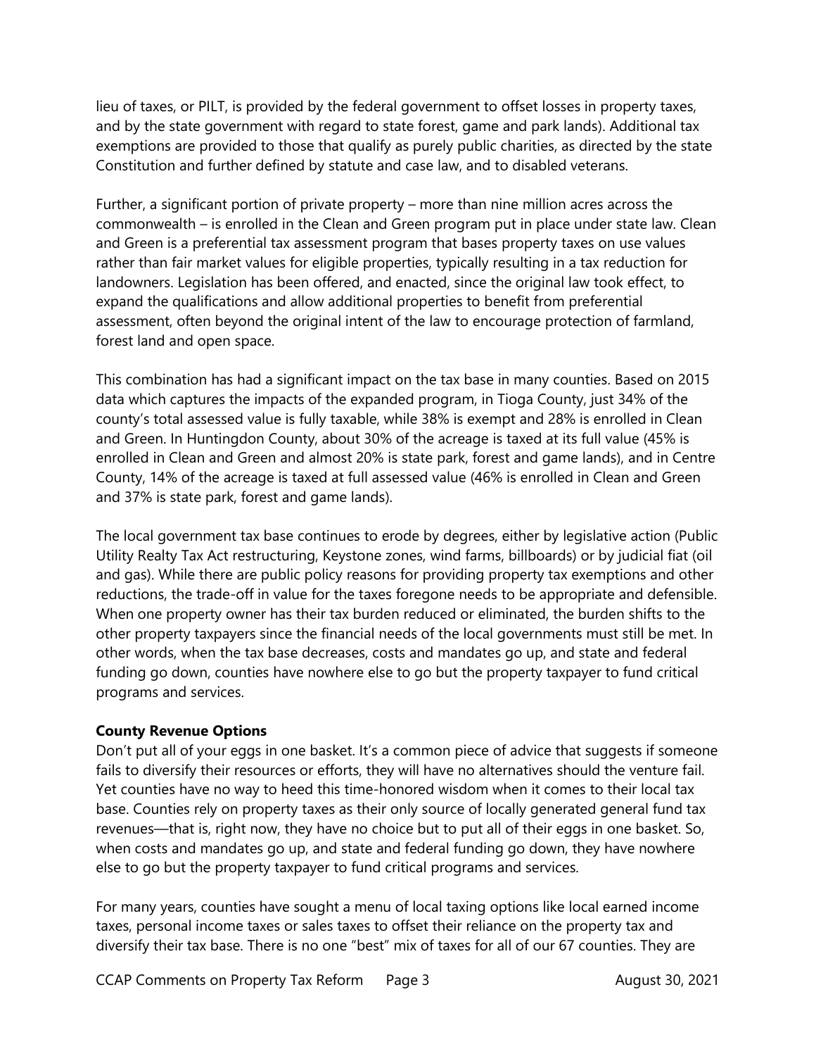lieu of taxes, or PILT, is provided by the federal government to offset losses in property taxes, and by the state government with regard to state forest, game and park lands). Additional tax exemptions are provided to those that qualify as purely public charities, as directed by the state Constitution and further defined by statute and case law, and to disabled veterans.

Further, a significant portion of private property – more than nine million acres across the commonwealth – is enrolled in the Clean and Green program put in place under state law. Clean and Green is a preferential tax assessment program that bases property taxes on use values rather than fair market values for eligible properties, typically resulting in a tax reduction for landowners. Legislation has been offered, and enacted, since the original law took effect, to expand the qualifications and allow additional properties to benefit from preferential assessment, often beyond the original intent of the law to encourage protection of farmland, forest land and open space.

This combination has had a significant impact on the tax base in many counties. Based on 2015 data which captures the impacts of the expanded program, in Tioga County, just 34% of the county's total assessed value is fully taxable, while 38% is exempt and 28% is enrolled in Clean and Green. In Huntingdon County, about 30% of the acreage is taxed at its full value (45% is enrolled in Clean and Green and almost 20% is state park, forest and game lands), and in Centre County, 14% of the acreage is taxed at full assessed value (46% is enrolled in Clean and Green and 37% is state park, forest and game lands).

The local government tax base continues to erode by degrees, either by legislative action (Public Utility Realty Tax Act restructuring, Keystone zones, wind farms, billboards) or by judicial fiat (oil and gas). While there are public policy reasons for providing property tax exemptions and other reductions, the trade-off in value for the taxes foregone needs to be appropriate and defensible. When one property owner has their tax burden reduced or eliminated, the burden shifts to the other property taxpayers since the financial needs of the local governments must still be met. In other words, when the tax base decreases, costs and mandates go up, and state and federal funding go down, counties have nowhere else to go but the property taxpayer to fund critical programs and services.

**County Revenue Options**

Don't put all of your eggs in one basket. It's a common piece of advice that suggests if someone fails to diversify their resources or efforts, they will have no alternatives should the venture fail. Yet counties have no way to heed this time-honored wisdom when it comes to their local tax base. Counties rely on property taxes as their only source of locally generated general fund tax revenues—that is, right now, they have no choice but to put all of their eggs in one basket. So, when costs and mandates go up, and state and federal funding go down, they have nowhere else to go but the property taxpayer to fund critical programs and services.

For many years, counties have sought a menu of local taxing options like local earned income taxes, personal income taxes or sales taxes to offset their reliance on the property tax and diversify their tax base. There is no one "best" mix of taxes for all of our 67 counties. They are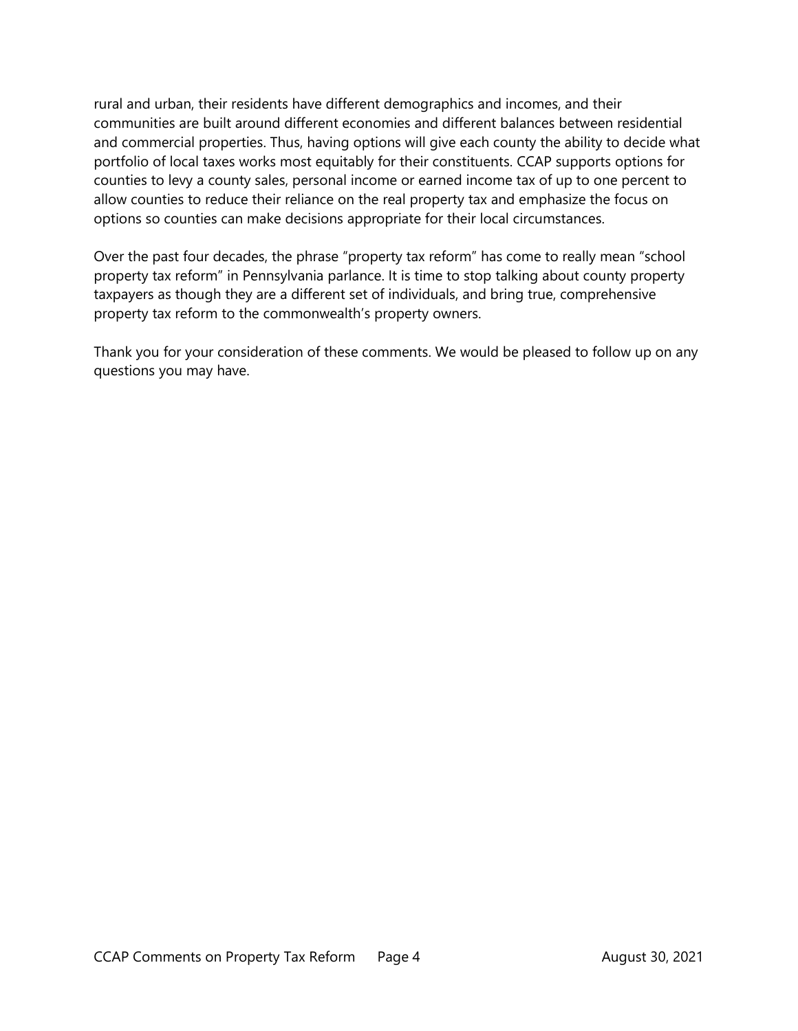rural and urban, their residents have different demographics and incomes, and their communities are built around different economies and different balances between residential and commercial properties. Thus, having options will give each county the ability to decide what portfolio of local taxes works most equitably for their constituents. CCAP supports options for counties to levy a county sales, personal income or earned income tax of up to one percent to allow counties to reduce their reliance on the real property tax and emphasize the focus on options so counties can make decisions appropriate for their local circumstances.

Over the past four decades, the phrase "property tax reform" has come to really mean "school property tax reform" in Pennsylvania parlance. It is time to stop talking about county property taxpayers as though they are a different set of individuals, and bring true, comprehensive property tax reform to the commonwealth's property owners.

Thank you for your consideration of these comments. We would be pleased to follow up on any questions you may have.